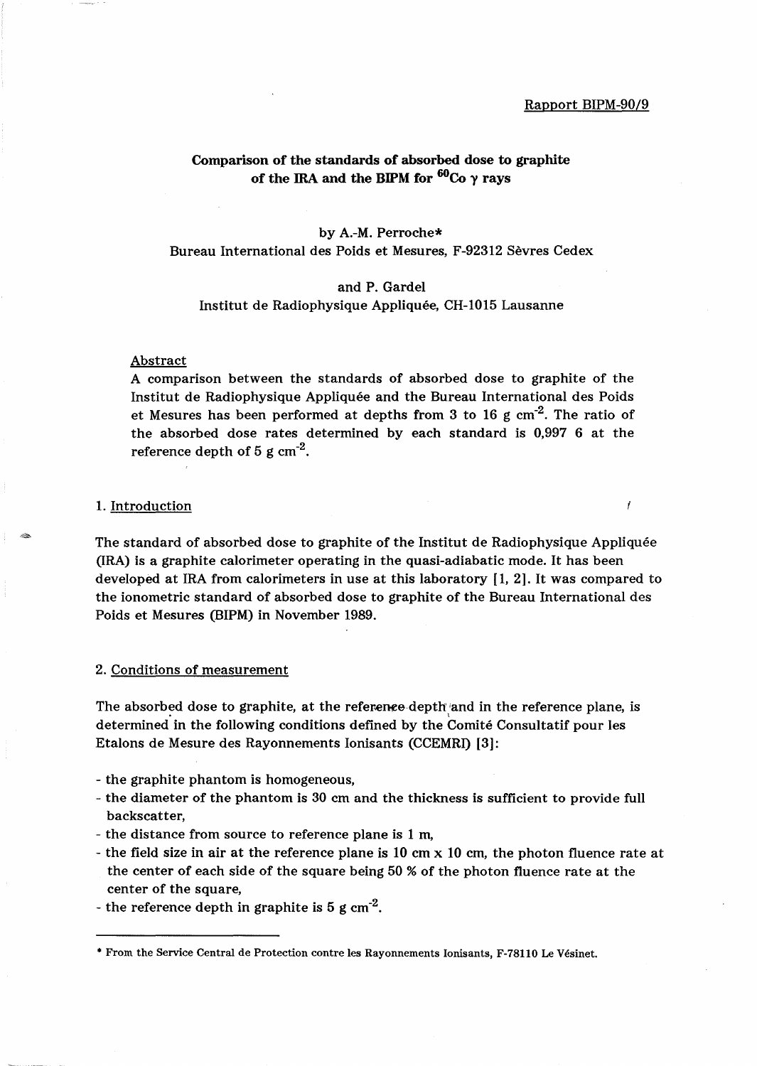Rapport BIPM-90/9

# Comparison of the standards of absorbed dose to graphite of the IRA and the BIPM for $^{60}Co$ $\gamma$ rays

by A.-M. Perroche*
Bureau International des Poids et Mesures, F-92312 Sèvres Cedex

and P. Gardel
Institut de Radiophysique Appliquée, CH-1015 Lausanne

## Abstract

A comparison between the standards of absorbed dose to graphite of the Institut de Radiophysique Appliquée and the Bureau International des Poids et Mesures has been performed at depths from 3 to 16 g $cm^{-2}$. The ratio of the absorbed dose rates determined by each standard is 0,997 6 at the reference depth of 5 g $cm^{-2}$.

## 1. Introduction

The standard of absorbed dose to graphite of the Institut de Radiophysique Appliquée (IRA) is a graphite calorimeter operating in the quasi-adiabatic mode. It has been developed at IRA from calorimeters in use at this laboratory [1, 2]. It was compared to the ionometric standard of absorbed dose to graphite of the Bureau International des Poids et Mesures (BIPM) in November 1989.

## 2. Conditions of measurement

The absorbed dose to graphite, at the reference depth and in the reference plane, is determined in the following conditions defined by the Comité Consultatif pour les Etalons de Mesure des Rayonnements Ionisants (CCEMRI) [3]:

- the graphite phantom is homogeneous,
- the diameter of the phantom is 30 cm and the thickness is sufficient to provide full backscatter,
- the distance from source to reference plane is 1 m,
- the field size in air at the reference plane is 10 cm x 10 cm, the photon fluence rate at the center of each side of the square being 50 % of the photon fluence rate at the center of the square,
- the reference depth in graphite is 5 g $cm^{-2}$.

* From the Service Central de Protection contre les Rayonnements Ionisants, F-78110 Le Vésinet.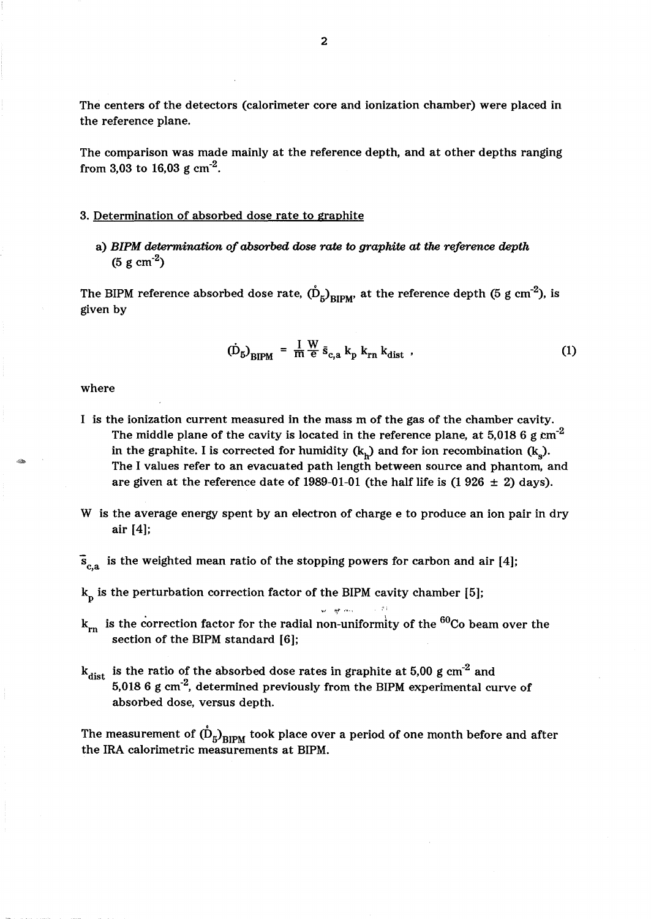The centers of the detectors (calorimeter core and ionization chamber) were placed in the reference plane.

The comparison was made mainly at the reference depth, and at other depths ranging from 3,03 to 16,03 g $cm^{-2}$.

## 3. Determination of absorbed dose rate to graphite

### a) *BIPM determination of absorbed dose rate to graphite at the reference depth* (5 g $cm^{-2}$)

The BIPM reference absorbed dose rate, $(\dot{D}_5)_{BIPM}$, at the reference depth (5 g $cm^{-2}$), is given by

$$(\dot{D}_5)_{BIPM} = \frac{I}{m}\frac{W}{e}\,\bar{s}_{c,a}\,k_p\,k_{rn}\,k_{dist}\ , \tag{1}$$

where

I is the ionization current measured in the mass m of the gas of the chamber cavity. The middle plane of the cavity is located in the reference plane, at 5,018 6 g $cm^{-2}$ in the graphite. I is corrected for humidity ($k_h$) and for ion recombination ($k_s$). The I values refer to an evacuated path length between source and phantom, and are given at the reference date of 1989-01-01 (the half life is (1 926 ± 2) days).

W is the average energy spent by an electron of charge e to produce an ion pair in dry air [4];

$\bar{s}_{c,a}$ is the weighted mean ratio of the stopping powers for carbon and air [4];

$k_p$ is the perturbation correction factor of the BIPM cavity chamber [5];

$k_{rn}$ is the correction factor for the radial non-uniformity of the $^{60}Co$ beam over the section of the BIPM standard [6];

$k_{dist}$ is the ratio of the absorbed dose rates in graphite at 5,00 g $cm^{-2}$ and 5,018 6 g $cm^{-2}$, determined previously from the BIPM experimental curve of absorbed dose, versus depth.

The measurement of $(\dot{D}_5)_{BIPM}$ took place over a period of one month before and after the IRA calorimetric measurements at BIPM.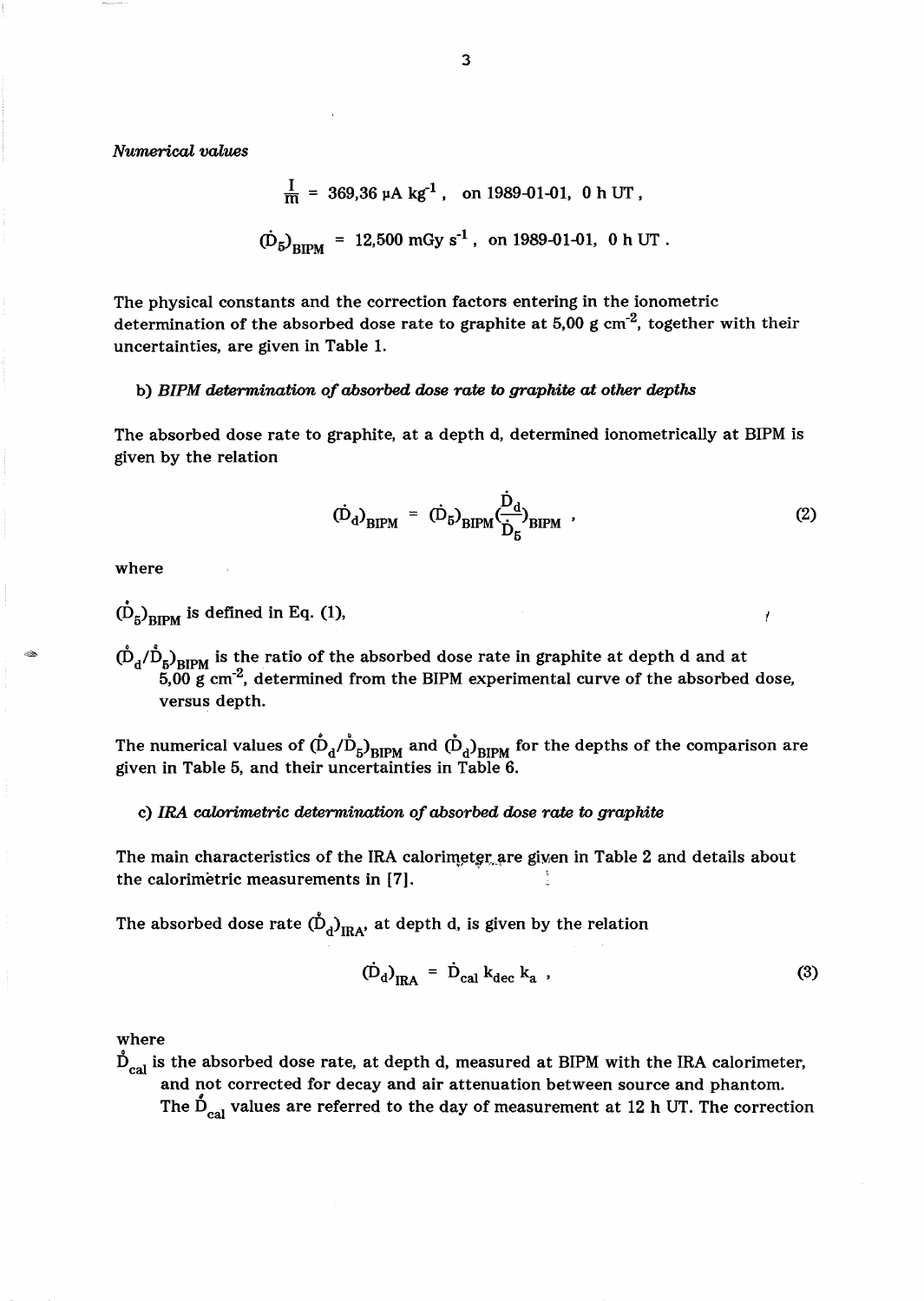*Numerical values*

$$\frac{I}{m} = 369{,}36\ \mu\text{A kg}^{-1}\,,\quad \text{on 1989-01-01, 0 h UT}\,,$$

$$(\dot{D}_5)_{\text{BIPM}} = 12{,}500\ \text{mGy s}^{-1}\,,\quad \text{on 1989-01-01, 0 h UT}\,.$$

The physical constants and the correction factors entering in the ionometric determination of the absorbed dose rate to graphite at 5,00 g cm$^{-2}$, together with their uncertainties, are given in Table 1.

### b) *BIPM determination of absorbed dose rate to graphite at other depths*

The absorbed dose rate to graphite, at a depth d, determined ionometrically at BIPM is given by the relation

$$(\dot{D}_d)_{\text{BIPM}} = (\dot{D}_5)_{\text{BIPM}} \left(\frac{\dot{D}_d}{\dot{D}_5}\right)_{\text{BIPM}}\,, \tag{2}$$

where

$(\dot{D}_5)_{\text{BIPM}}$ is defined in Eq. (1),

$(\dot{D}_d/\dot{D}_5)_{\text{BIPM}}$ is the ratio of the absorbed dose rate in graphite at depth d and at 5,00 g cm$^{-2}$, determined from the BIPM experimental curve of the absorbed dose, versus depth.

The numerical values of $(\dot{D}_d/\dot{D}_5)_{\text{BIPM}}$ and $(\dot{D}_d)_{\text{BIPM}}$ for the depths of the comparison are given in Table 5, and their uncertainties in Table 6.

### c) *IRA calorimetric determination of absorbed dose rate to graphite*

The main characteristics of the IRA calorimeter are given in Table 2 and details about the calorimetric measurements in [7].

The absorbed dose rate $(\dot{D}_d)_{\text{IRA}}$, at depth d, is given by the relation

$$(\dot{D}_d)_{\text{IRA}} = \dot{D}_{\text{cal}}\, k_{\text{dec}}\, k_a\,, \tag{3}$$

where

$\dot{D}_{\text{cal}}$ is the absorbed dose rate, at depth d, measured at BIPM with the IRA calorimeter, and not corrected for decay and air attenuation between source and phantom. The $\dot{D}_{\text{cal}}$ values are referred to the day of measurement at 12 h UT. The correction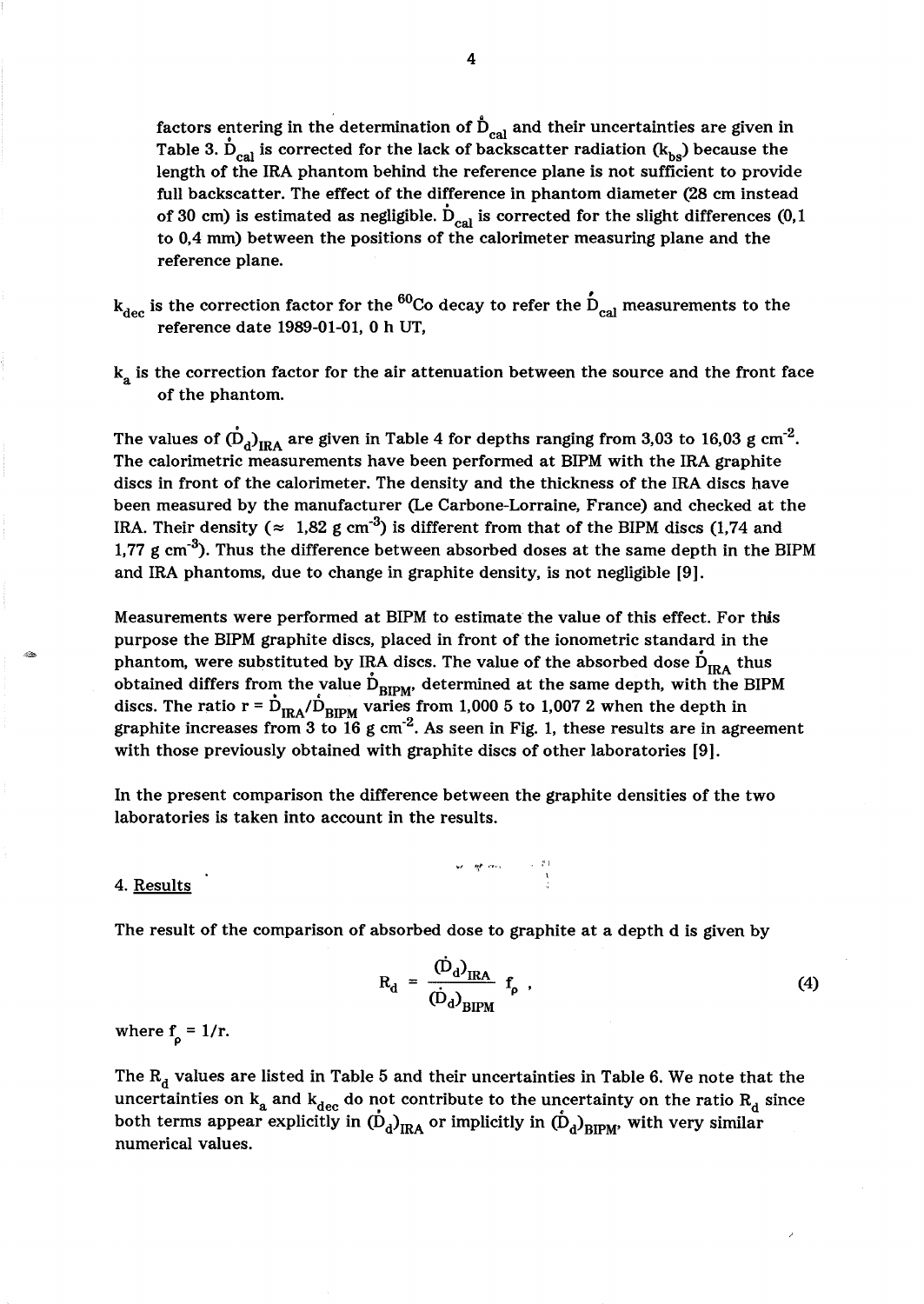factors entering in the determination of $\dot{D}_{cal}$ and their uncertainties are given in Table 3. $\dot{D}_{cal}$ is corrected for the lack of backscatter radiation ($k_{bs}$) because the length of the IRA phantom behind the reference plane is not sufficient to provide full backscatter. The effect of the difference in phantom diameter (28 cm instead of 30 cm) is estimated as negligible. $\dot{D}_{cal}$ is corrected for the slight differences (0,1 to 0,4 mm) between the positions of the calorimeter measuring plane and the reference plane.

$k_{dec}$ is the correction factor for the $^{60}Co$ decay to refer the $\dot{D}_{cal}$ measurements to the reference date 1989-01-01, 0 h UT,

$k_a$ is the correction factor for the air attenuation between the source and the front face of the phantom.

The values of $(\dot{D}_d)_{IRA}$ are given in Table 4 for depths ranging from 3,03 to 16,03 g cm$^{-2}$. The calorimetric measurements have been performed at BIPM with the IRA graphite discs in front of the calorimeter. The density and the thickness of the IRA discs have been measured by the manufacturer (Le Carbone-Lorraine, France) and checked at the IRA. Their density ($\approx$ 1,82 g cm$^{-3}$) is different from that of the BIPM discs (1,74 and 1,77 g cm$^{-3}$). Thus the difference between absorbed doses at the same depth in the BIPM and IRA phantoms, due to change in graphite density, is not negligible [9].

Measurements were performed at BIPM to estimate the value of this effect. For this purpose the BIPM graphite discs, placed in front of the ionometric standard in the phantom, were substituted by IRA discs. The value of the absorbed dose $\dot{D}_{IRA}$ thus obtained differs from the value $\dot{D}_{BIPM}$, determined at the same depth, with the BIPM discs. The ratio $r = \dot{D}_{IRA}/\dot{D}_{BIPM}$ varies from 1,000 5 to 1,007 2 when the depth in graphite increases from 3 to 16 g cm$^{-2}$. As seen in Fig. 1, these results are in agreement with those previously obtained with graphite discs of other laboratories [9].

In the present comparison the difference between the graphite densities of the two laboratories is taken into account in the results.

## 4. Results

The result of the comparison of absorbed dose to graphite at a depth d is given by

$$R_d = \frac{(\dot{D}_d)_{IRA}}{(\dot{D}_d)_{BIPM}} f_\rho , \tag{4}$$

where $f_\rho = 1/r$.

The $R_d$ values are listed in Table 5 and their uncertainties in Table 6. We note that the uncertainties on $k_a$ and $k_{dec}$ do not contribute to the uncertainty on the ratio $R_d$ since both terms appear explicitly in $(\dot{D}_d)_{IRA}$ or implicitly in $(\dot{D}_d)_{BIPM}$, with very similar numerical values.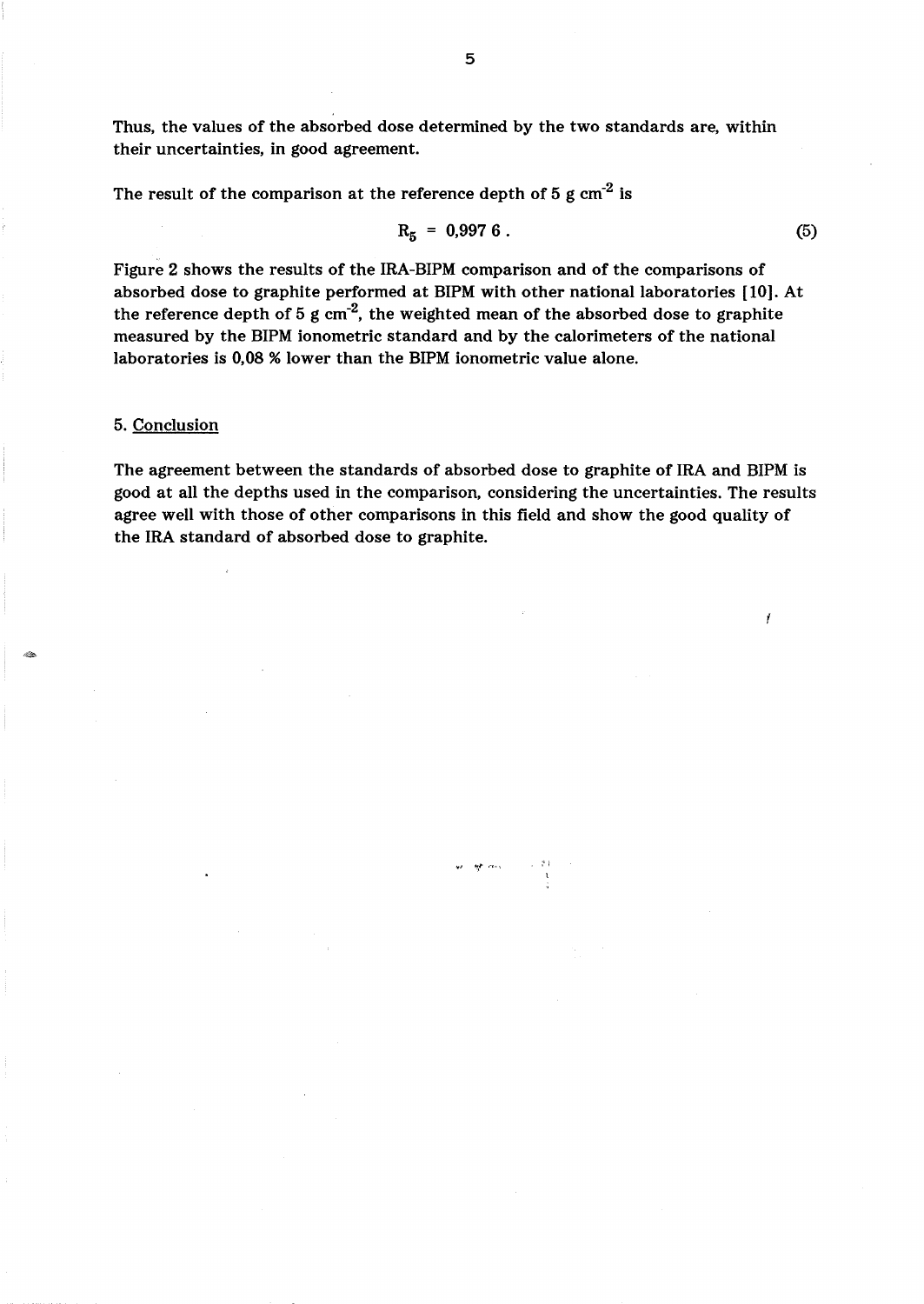Thus, the values of the absorbed dose determined by the two standards are, within their uncertainties, in good agreement.

The result of the comparison at the reference depth of 5 g $cm^{-2}$ is

$$R_5 = 0{,}997\,6\,. \qquad (5)$$

Figure 2 shows the results of the IRA-BIPM comparison and of the comparisons of absorbed dose to graphite performed at BIPM with other national laboratories [10]. At the reference depth of 5 g $cm^{-2}$, the weighted mean of the absorbed dose to graphite measured by the BIPM ionometric standard and by the calorimeters of the national laboratories is 0,08 % lower than the BIPM ionometric value alone.

## 5. Conclusion

The agreement between the standards of absorbed dose to graphite of IRA and BIPM is good at all the depths used in the comparison, considering the uncertainties. The results agree well with those of other comparisons in this field and show the good quality of the IRA standard of absorbed dose to graphite.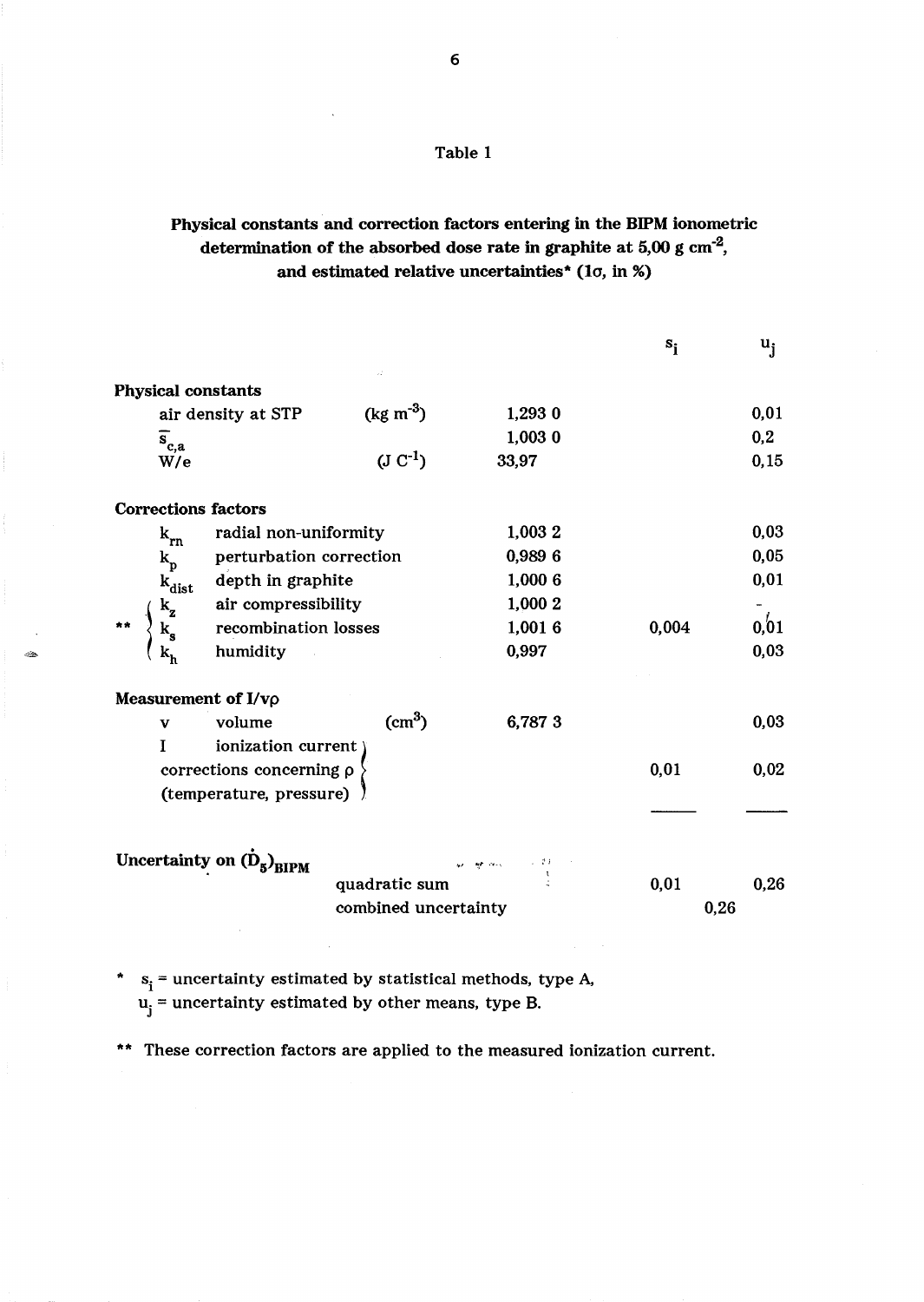Table 1

**Physical constants and correction factors entering in the BIPM ionometric determination of the absorbed dose rate in graphite at 5,00 g cm$^{-2}$, and estimated relative uncertainties* (1σ, in %)**

| | | | Value | $s_i$ | $u_j$ |
|---|---|---|---|---|---|
| **Physical constants** | | | | | |
| | air density at STP | (kg m$^{-3}$) | 1,293 0 | | 0,01 |
| | $\bar{s}_{c,a}$ | | 1,003 0 | | 0,2 |
| | W/e | (J C$^{-1}$) | 33,97 | | 0,15 |
| **Corrections factors** | | | | | |
| | $k_{rn}$ | radial non-uniformity | 1,003 2 | | 0,03 |
| | $k_p$ | perturbation correction | 0,989 6 | | 0,05 |
| | $k_{dist}$ | depth in graphite | 1,000 6 | | 0,01 |
| ** | $k_z$ | air compressibility | 1,000 2 | | - |
| ** | $k_s$ | recombination losses | 1,001 6 | 0,004 | 0,01 |
| ** | $k_h$ | humidity | 0,997 | | 0,03 |
| **Measurement of I/vρ** | | | | | |
| | v | volume (cm$^3$) | 6,787 3 | | 0,03 |
| | I | ionization current, corrections concerning ρ (temperature, pressure) | | 0,01 | 0,02 |
| **Uncertainty on $(\dot{D}_5)_{BIPM}$** | | quadratic sum | | 0,01 | 0,26 |
| | | combined uncertainty | | 0,26 | |

\* $s_i$ = uncertainty estimated by statistical methods, type A,
$u_j$ = uncertainty estimated by other means, type B.

\*\* These correction factors are applied to the measured ionization current.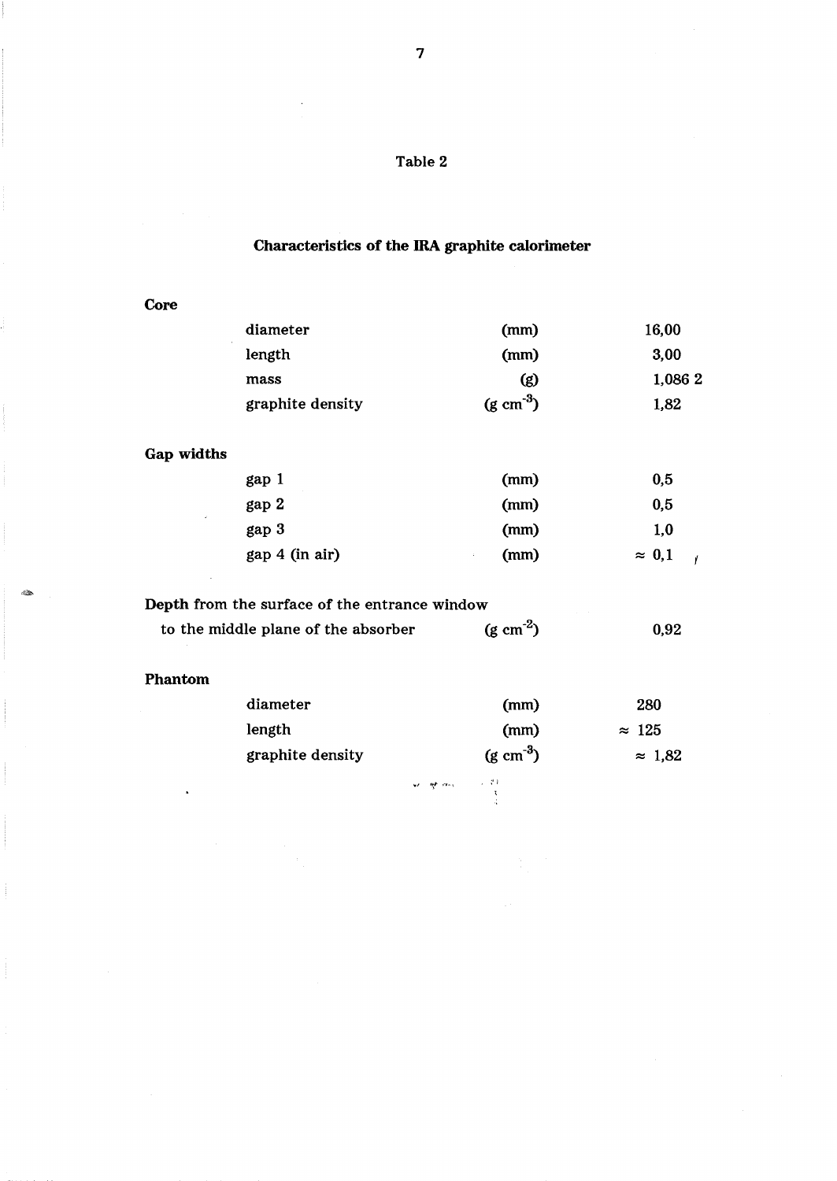Table 2

**Characteristics of the IRA graphite calorimeter**

| | | | |
|---|---|---|---|
| **Core** | | | |
| | diameter | (mm) | 16,00 |
| | length | (mm) | 3,00 |
| | mass | (g) | 1,086 2 |
| | graphite density | (g $cm^{-3}$) | 1,82 |
| **Gap widths** | | | |
| | gap 1 | (mm) | 0,5 |
| | gap 2 | (mm) | 0,5 |
| | gap 3 | (mm) | 1,0 |
| | gap 4 (in air) | (mm) | $\approx$ 0,1 |
| **Depth** from the surface of the entrance window to the middle plane of the absorber | | (g $cm^{-2}$) | 0,92 |
| **Phantom** | | | |
| | diameter | (mm) | 280 |
| | length | (mm) | $\approx$ 125 |
| | graphite density | (g $cm^{-3}$) | $\approx$ 1,82 |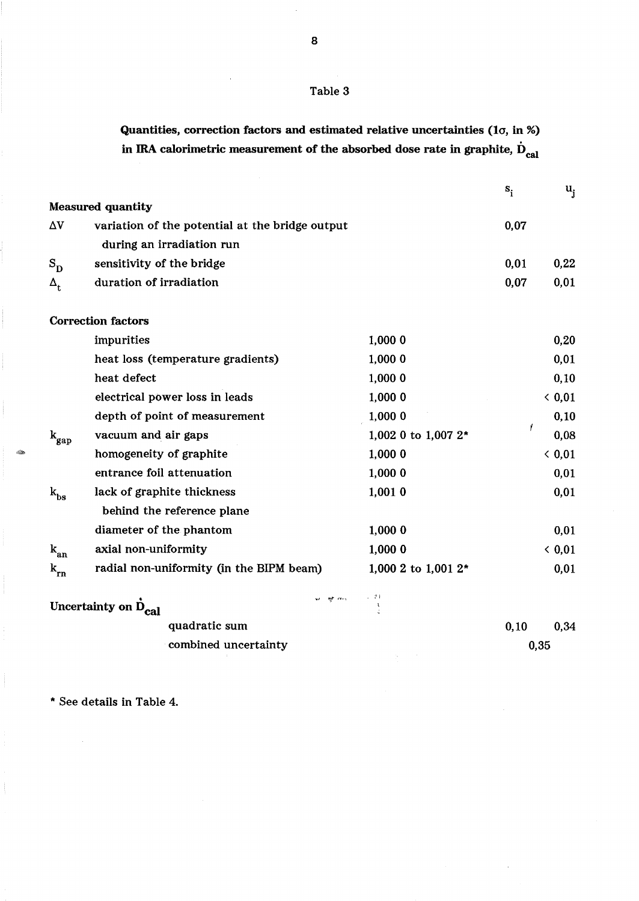Table 3

**Quantities, correction factors and estimated relative uncertainties (1σ, in %) in IRA calorimetric measurement of the absorbed dose rate in graphite, $\dot{D}_{cal}$**

| | | | $s_i$ | $u_j$ |
|---|---|---|---|---|
| **Measured quantity** | | | | |
| $\Delta V$ | variation of the potential at the bridge output during an irradiation run | | 0,07 | |
| $S_D$ | sensitivity of the bridge | | 0,01 | 0,22 |
| $\Delta_t$ | duration of irradiation | | 0,07 | 0,01 |
| **Correction factors** | | | | |
| | impurities | 1,000 0 | | 0,20 |
| | heat loss (temperature gradients) | 1,000 0 | | 0,01 |
| | heat defect | 1,000 0 | | 0,10 |
| | electrical power loss in leads | 1,000 0 | | < 0,01 |
| | depth of point of measurement | 1,000 0 | | 0,10 |
| $k_{gap}$ | vacuum and air gaps | 1,002 0 to 1,007 2* | | 0,08 |
| | homogeneity of graphite | 1,000 0 | | < 0,01 |
| | entrance foil attenuation | 1,000 0 | | 0,01 |
| $k_{bs}$ | lack of graphite thickness behind the reference plane | 1,001 0 | | 0,01 |
| | diameter of the phantom | 1,000 0 | | 0,01 |
| $k_{an}$ | axial non-uniformity | 1,000 0 | | < 0,01 |
| $k_{rn}$ | radial non-uniformity (in the BIPM beam) | 1,000 2 to 1,001 2* | | 0,01 |
| **Uncertainty on $\dot{D}_{cal}$** | | | | |
| | quadratic sum | | 0,10 | 0,34 |
| | combined uncertainty | | 0,35 | |

\* See details in Table 4.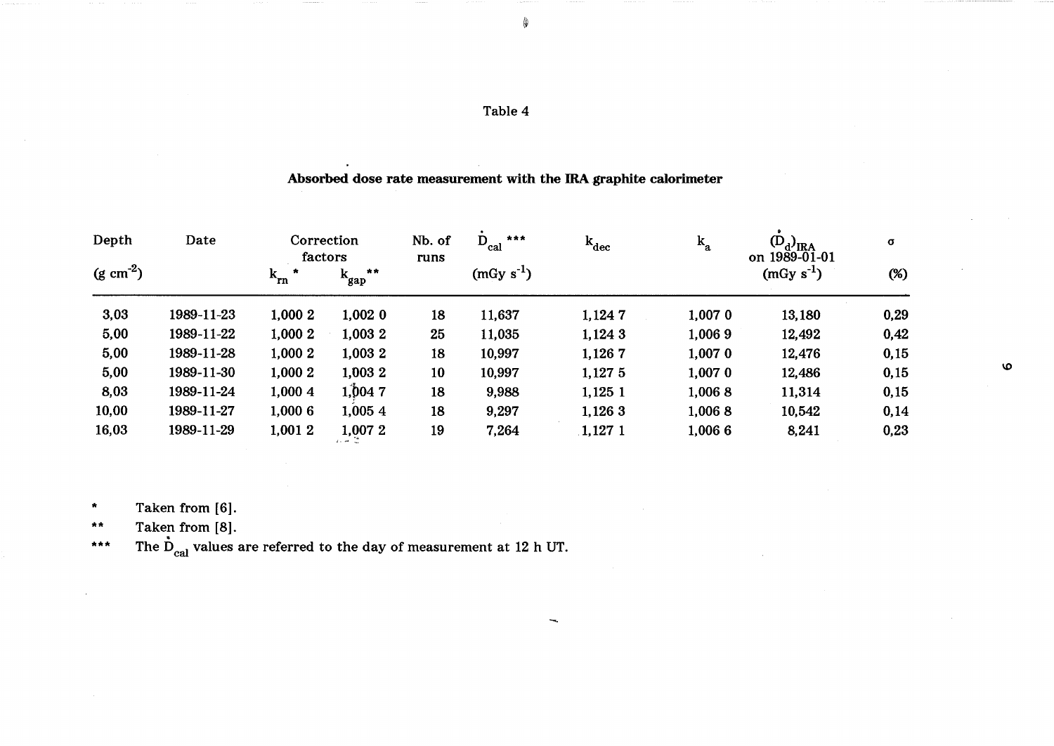Table 4

**Absorbed dose rate measurement with the IRA graphite calorimeter**

| Depth ($g\ cm^{-2}$) | Date | Correction factors $k_{rn}$ * | $k_{gap}$ ** | Nb. of runs | $\dot{D}_{cal}$ *** ($mGy\ s^{-1}$) | $k_{dec}$ | $k_a$ | $(\dot{D}_d)_{IRA}$ on 1989-01-01 ($mGy\ s^{-1}$) | σ (%) |
|---|---|---|---|---|---|---|---|---|---|
| 3,03 | 1989-11-23 | 1,000 2 | 1,002 0 | 18 | 11,637 | 1,124 7 | 1,007 0 | 13,180 | 0,29 |
| 5,00 | 1989-11-22 | 1,000 2 | 1,003 2 | 25 | 11,035 | 1,124 3 | 1,006 9 | 12,492 | 0,42 |
| 5,00 | 1989-11-28 | 1,000 2 | 1,003 2 | 18 | 10,997 | 1,126 7 | 1,007 0 | 12,476 | 0,15 |
| 5,00 | 1989-11-30 | 1,000 2 | 1,003 2 | 10 | 10,997 | 1,127 5 | 1,007 0 | 12,486 | 0,15 |
| 8,03 | 1989-11-24 | 1,000 4 | 1,004 7 | 18 | 9,988 | 1,125 1 | 1,006 8 | 11,314 | 0,15 |
| 10,00 | 1989-11-27 | 1,000 6 | 1,005 4 | 18 | 9,297 | 1,126 3 | 1,006 8 | 10,542 | 0,14 |
| 16,03 | 1989-11-29 | 1,001 2 | 1,007 2 | 19 | 7,264 | 1,127 1 | 1,006 6 | 8,241 | 0,23 |

\* Taken from [6].

\*\* Taken from [8].

\*\*\* The $\dot{D}_{cal}$ values are referred to the day of measurement at 12 h UT.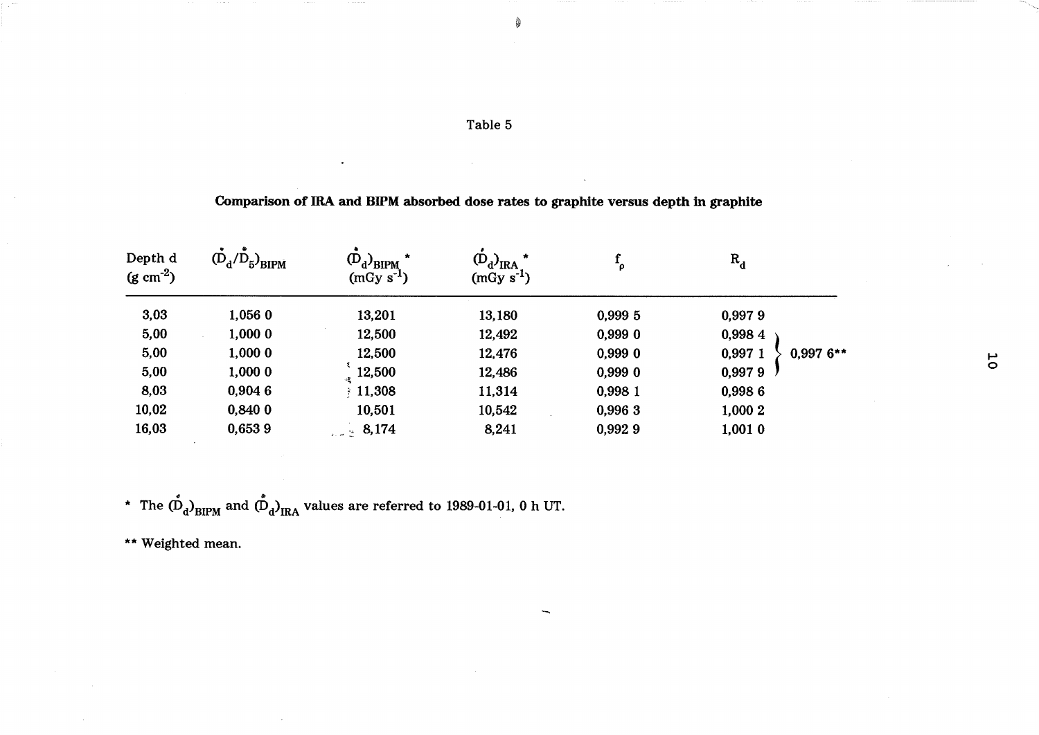Table 5

**Comparison of IRA and BIPM absorbed dose rates to graphite versus depth in graphite**

| Depth d (g cm$^{-2}$) | $(\dot{D}_d/\dot{D}_5)_{BIPM}$ | $(\dot{D}_d)_{BIPM}$ * (mGy s$^{-1}$) | $(\dot{D}_d)_{IRA}$ * (mGy s$^{-1}$) | $f_\rho$ | $R_d$ | |
|---|---|---|---|---|---|---|
| 3,03 | 1,056 0 | 13,201 | 13,180 | 0,999 5 | 0,997 9 | |
| 5,00 | 1,000 0 | 12,500 | 12,492 | 0,999 0 | 0,998 4 | |
| 5,00 | 1,000 0 | 12,500 | 12,476 | 0,999 0 | 0,997 1 | 0,997 6** |
| 5,00 | 1,000 0 | 12,500 | 12,486 | 0,999 0 | 0,997 9 | |
| 8,03 | 0,904 6 | 11,308 | 11,314 | 0,998 1 | 0,998 6 | |
| 10,02 | 0,840 0 | 10,501 | 10,542 | 0,996 3 | 1,000 2 | |
| 16,03 | 0,653 9 | 8,174 | 8,241 | 0,992 9 | 1,001 0 | |

\* The $(\dot{D}_d)_{BIPM}$ and $(\dot{D}_d)_{IRA}$ values are referred to 1989-01-01, 0 h UT.

** Weighted mean.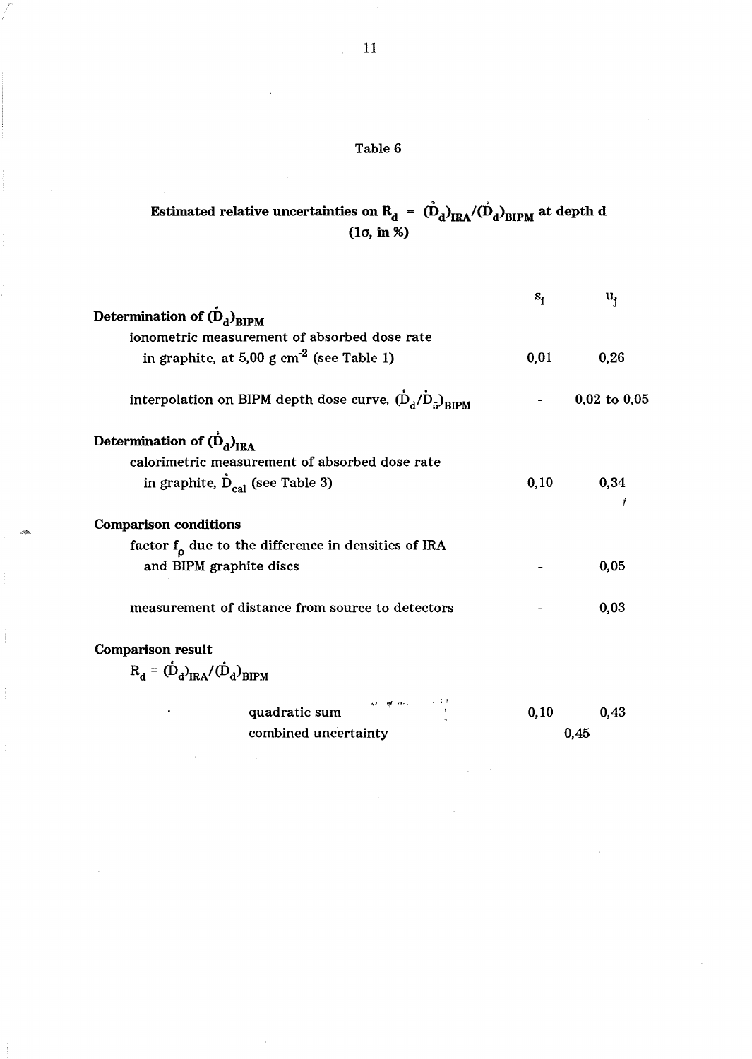Table 6

**Estimated relative uncertainties on $R_d = (\dot{D}_d)_{IRA}/(\dot{D}_d)_{BIPM}$ at depth d**
**(1σ, in %)**

| | $s_i$ | $u_j$ |
|---|---|---|
| **Determination of $(\dot{D}_d)_{BIPM}$** | | |
| ionometric measurement of absorbed dose rate in graphite, at 5,00 g cm$^{-2}$ (see Table 1) | 0,01 | 0,26 |
| interpolation on BIPM depth dose curve, $(\dot{D}_d/\dot{D}_5)_{BIPM}$ | - | 0,02 to 0,05 |
| **Determination of $(\dot{D}_d)_{IRA}$** | | |
| calorimetric measurement of absorbed dose rate in graphite, $\dot{D}_{cal}$ (see Table 3) | 0,10 | 0,34 |
| **Comparison conditions** | | |
| factor $f_\rho$ due to the difference in densities of IRA and BIPM graphite discs | - | 0,05 |
| measurement of distance from source to detectors | - | 0,03 |
| **Comparison result** | | |
| $R_d = (\dot{D}_d)_{IRA}/(\dot{D}_d)_{BIPM}$ | | |
| quadratic sum | 0,10 | 0,43 |
| combined uncertainty | 0,45 | |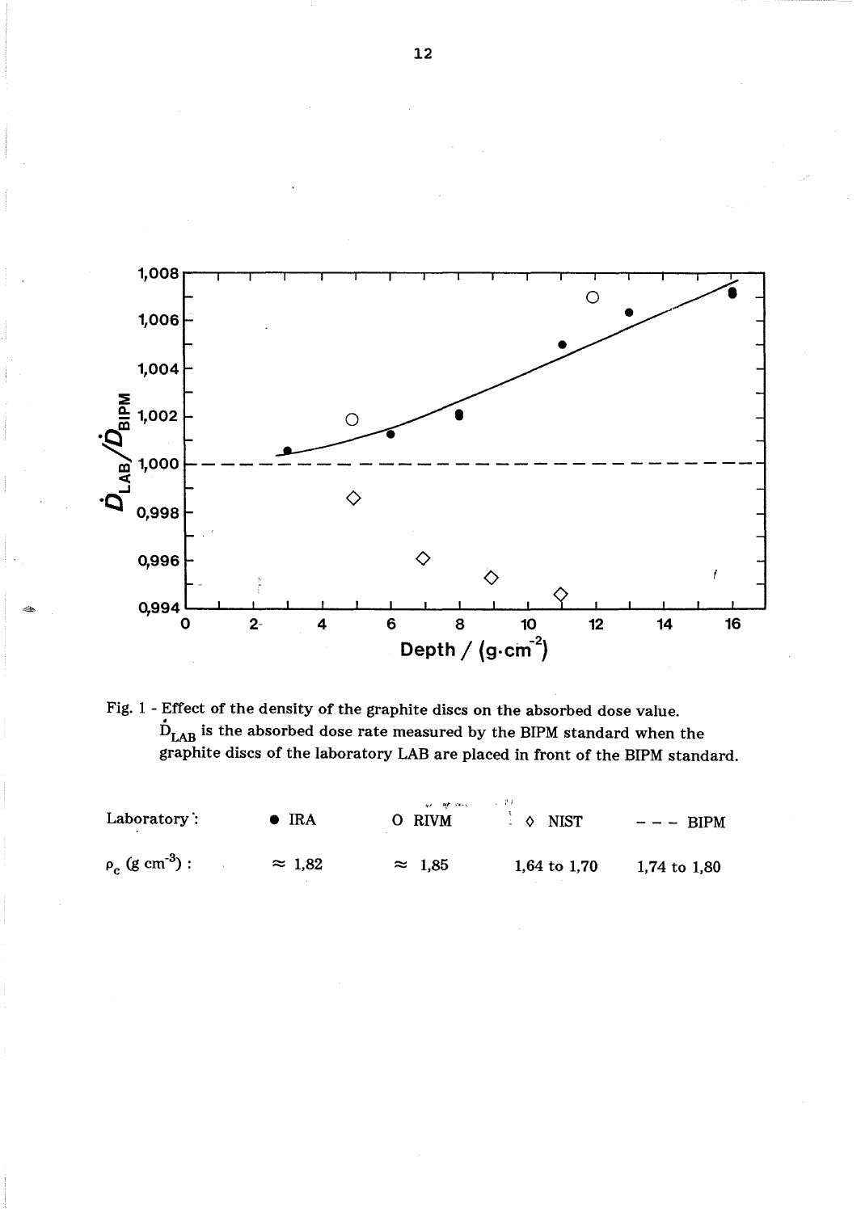Fig. 1 - Effect of the density of the graphite discs on the absorbed dose value. $\dot{D}_{LAB}$ is the absorbed dose rate measured by the BIPM standard when the graphite discs of the laboratory LAB are placed in front of the BIPM standard.

| Laboratory : | ● IRA | O RIVM | ◇ NIST | – – – BIPM |
|---|---|---|---|---|
| $\rho_c$ (g cm$^{-3}$) : | ≈ 1,82 | ≈ 1,85 | 1,64 to 1,70 | 1,74 to 1,80 |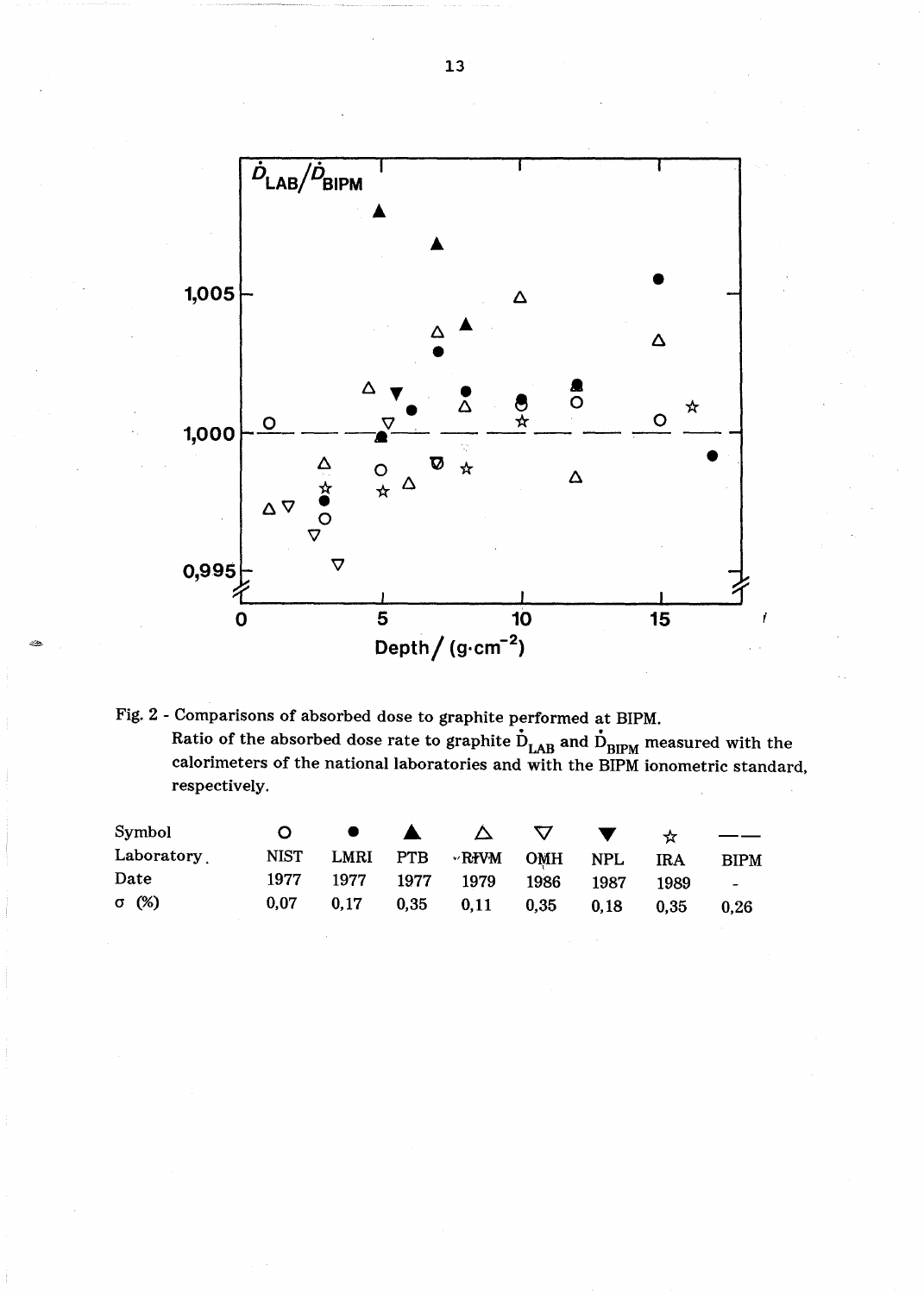Fig. 2 - Comparisons of absorbed dose to graphite performed at BIPM.
Ratio of the absorbed dose rate to graphite $\dot{D}_{LAB}$ and $\dot{D}_{BIPM}$ measured with the calorimeters of the national laboratories and with the BIPM ionometric standard, respectively.

| Symbol | ○ | ● | ▲ | △ | ▽ | ▼ | ☆ | —— |
|---|---|---|---|---|---|---|---|---|
| Laboratory | NIST | LMRI | PTB | RIVM | OMH | NPL | IRA | BIPM |
| Date | 1977 | 1977 | 1977 | 1979 | 1986 | 1987 | 1989 | - |
| σ (%) | 0,07 | 0,17 | 0,35 | 0,11 | 0,35 | 0,18 | 0,35 | 0,26 |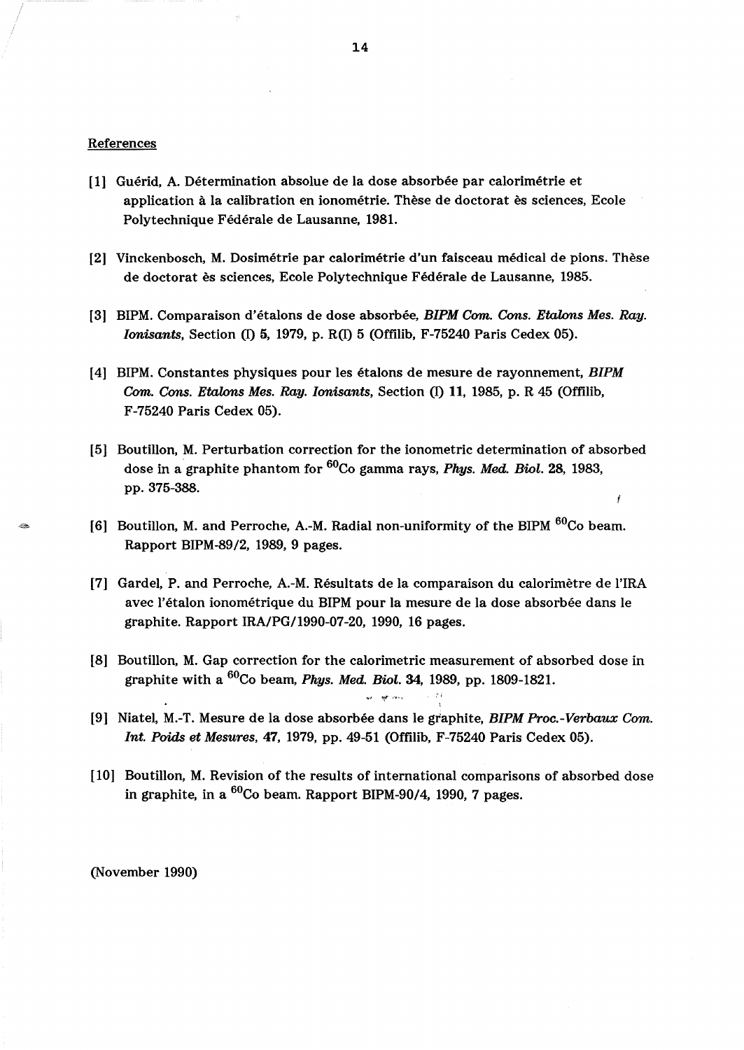References

[1] Guérid, A. Détermination absolue de la dose absorbée par calorimétrie et application à la calibration en ionométrie. Thèse de doctorat ès sciences, Ecole Polytechnique Fédérale de Lausanne, 1981.

[2] Vinckenbosch, M. Dosimétrie par calorimétrie d'un faisceau médical de pions. Thèse de doctorat ès sciences, Ecole Polytechnique Fédérale de Lausanne, 1985.

[3] BIPM. Comparaison d'étalons de dose absorbée, *BIPM Com. Cons. Etalons Mes. Ray. Ionisants*, Section (I) **5**, 1979, p. R(I) 5 (Offilib, F-75240 Paris Cedex 05).

[4] BIPM. Constantes physiques pour les étalons de mesure de rayonnement, *BIPM Com. Cons. Etalons Mes. Ray. Ionisants*, Section (I) **11**, 1985, p. R 45 (Offilib, F-75240 Paris Cedex 05).

[5] Boutillon, M. Perturbation correction for the ionometric determination of absorbed dose in a graphite phantom for $^{60}$Co gamma rays, *Phys. Med. Biol.* **28**, 1983, pp. 375-388.

[6] Boutillon, M. and Perroche, A.-M. Radial non-uniformity of the BIPM $^{60}$Co beam. Rapport BIPM-89/2, 1989, 9 pages.

[7] Gardel, P. and Perroche, A.-M. Résultats de la comparaison du calorimètre de l'IRA avec l'étalon ionométrique du BIPM pour la mesure de la dose absorbée dans le graphite. Rapport IRA/PG/1990-07-20, 1990, 16 pages.

[8] Boutillon, M. Gap correction for the calorimetric measurement of absorbed dose in graphite with a $^{60}$Co beam, *Phys. Med. Biol.* **34**, 1989, pp. 1809-1821.

[9] Niatel, M.-T. Mesure de la dose absorbée dans le graphite, *BIPM Proc.-Verbaux Com. Int. Poids et Mesures*, **47**, 1979, pp. 49-51 (Offilib, F-75240 Paris Cedex 05).

[10] Boutillon, M. Revision of the results of international comparisons of absorbed dose in graphite, in a $^{60}$Co beam. Rapport BIPM-90/4, 1990, 7 pages.

(November 1990)